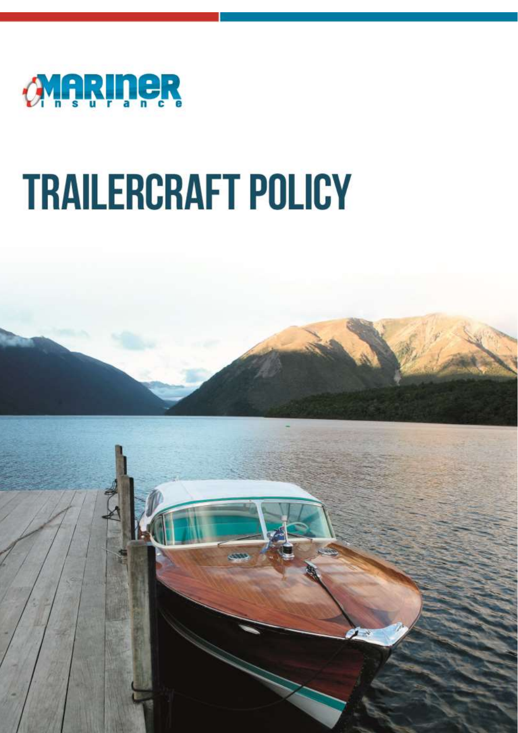Mariner insurance

# TRAILERCRAFT POLICY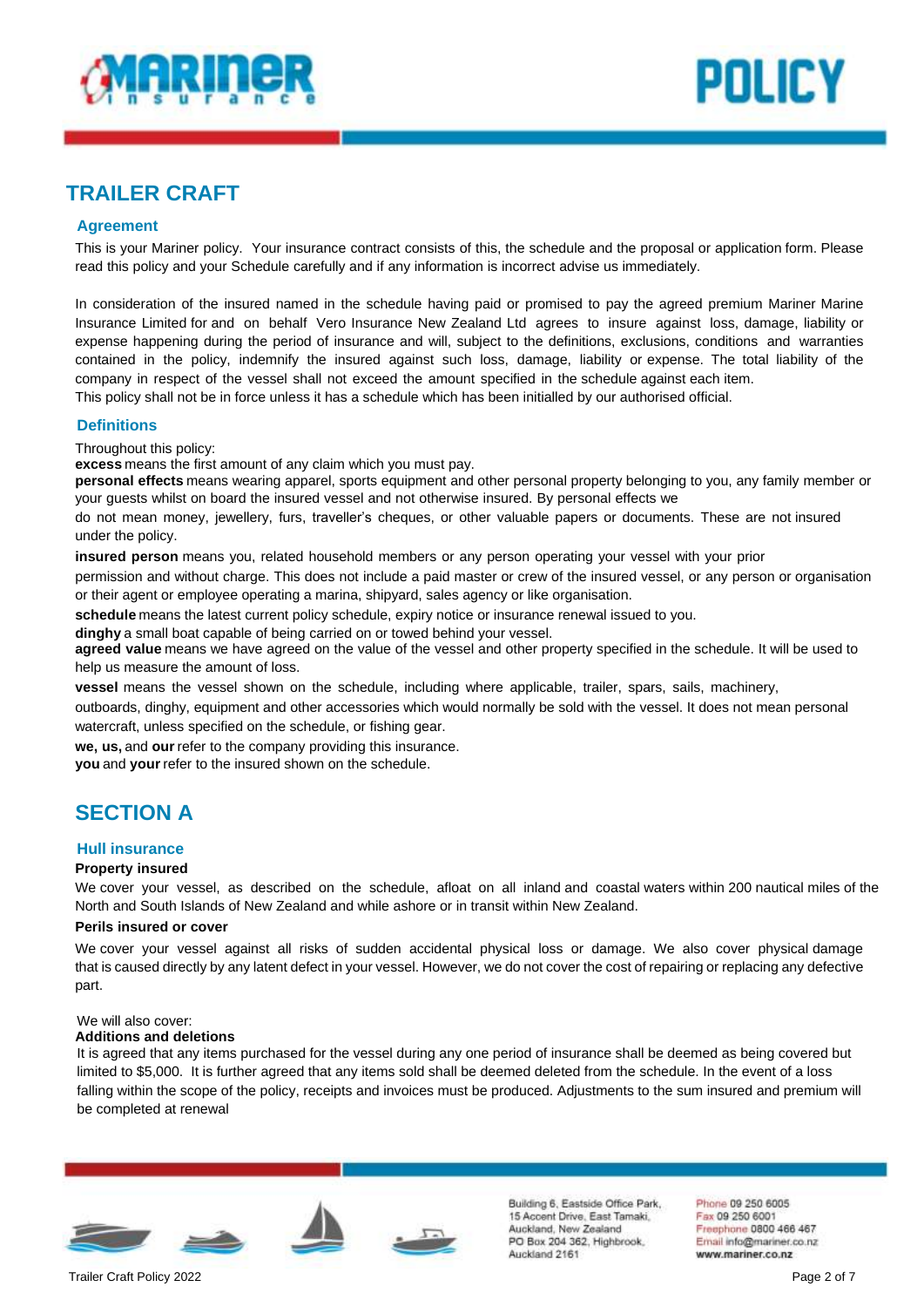# TRAILER CRAFT

## Agreement

This is your Mariner policy. Your insurance contract consists of this, the schedule and the proposal or application form. Please read this policy and your Schedule carefully and if any information is incorrect advise us immediately.

In consideration of the insured named in the schedule having paid or promised to pay the agreed premium Mariner Marine Insurance Limited for and on behalf Vero Insurance New Zealand Ltd agrees to insure against loss, damage, liability or expense happening during the period of insurance and will, subject to the definitions, exclusions, conditions and warranties contained in the policy, indemnify the insured against such loss, damage, liability or expense. The total liability of the company in respect of the vessel shall not exceed the amount specified in the schedule against each item.
This policy shall not be in force unless it has a schedule which has been initialled by our authorised official.

## Definitions

Throughout this policy:
**excess** means the first amount of any claim which you must pay.
**personal effects** means wearing apparel, sports equipment and other personal property belonging to you, any family member or your guests whilst on board the insured vessel and not otherwise insured. By personal effects we do not mean money, jewellery, furs, traveller's cheques, or other valuable papers or documents. These are not insured under the policy.
**insured person** means you, related household members or any person operating your vessel with your prior permission and without charge. This does not include a paid master or crew of the insured vessel, or any person or organisation or their agent or employee operating a marina, shipyard, sales agency or like organisation.
**schedule** means the latest current policy schedule, expiry notice or insurance renewal issued to you.
**dinghy** a small boat capable of being carried on or towed behind your vessel.
**agreed value** means we have agreed on the value of the vessel and other property specified in the schedule. It will be used to help us measure the amount of loss.
**vessel** means the vessel shown on the schedule, including where applicable, trailer, spars, sails, machinery, outboards, dinghy, equipment and other accessories which would normally be sold with the vessel. It does not mean personal watercraft, unless specified on the schedule, or fishing gear.
**we, us,** and **our** refer to the company providing this insurance.
**you** and **your** refer to the insured shown on the schedule.

# SECTION A

## Hull insurance

**Property insured**

We cover your vessel, as described on the schedule, afloat on all inland and coastal waters within 200 nautical miles of the North and South Islands of New Zealand and while ashore or in transit within New Zealand.

**Perils insured or cover**

We cover your vessel against all risks of sudden accidental physical loss or damage. We also cover physical damage that is caused directly by any latent defect in your vessel. However, we do not cover the cost of repairing or replacing any defective part.

We will also cover:

**Additions and deletions**

It is agreed that any items purchased for the vessel during any one period of insurance shall be deemed as being covered but limited to $5,000. It is further agreed that any items sold shall be deemed deleted from the schedule. In the event of a loss falling within the scope of the policy, receipts and invoices must be produced. Adjustments to the sum insured and premium will be completed at renewal

Building 6, Eastside Office Park, 15 Accent Drive, East Tamaki, Auckland, New Zealand
PO Box 204 362, Highbrook, Auckland 2161

Phone 09 250 6005
Fax 09 250 6001
Freephone 0800 466 467
Email info@mariner.co.nz
www.mariner.co.nz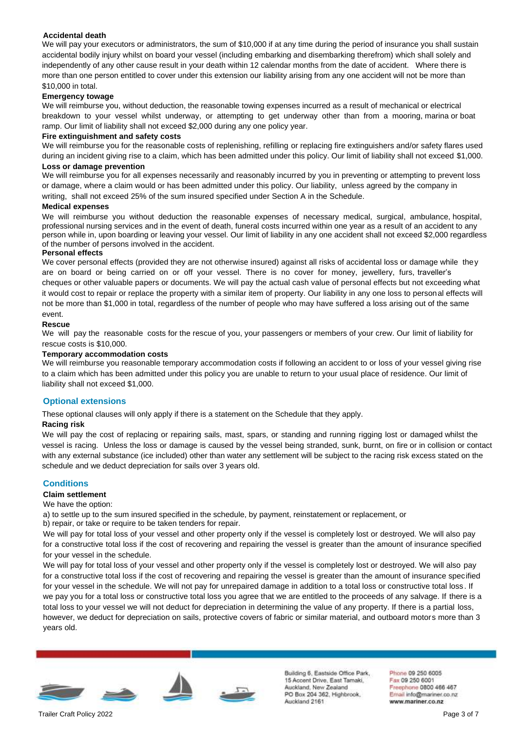**Accidental death**

We will pay your executors or administrators, the sum of $10,000 if at any time during the period of insurance you shall sustain accidental bodily injury whilst on board your vessel (including embarking and disembarking therefrom) which shall solely and independently of any other cause result in your death within 12 calendar months from the date of accident. Where there is more than one person entitled to cover under this extension our liability arising from any one accident will not be more than $10,000 in total.

**Emergency towage**

We will reimburse you, without deduction, the reasonable towing expenses incurred as a result of mechanical or electrical breakdown to your vessel whilst underway, or attempting to get underway other than from a mooring, marina or boat ramp. Our limit of liability shall not exceed $2,000 during any one policy year.

**Fire extinguishment and safety costs**

We will reimburse you for the reasonable costs of replenishing, refilling or replacing fire extinguishers and/or safety flares used during an incident giving rise to a claim, which has been admitted under this policy. Our limit of liability shall not exceed $1,000.

**Loss or damage prevention**

We will reimburse you for all expenses necessarily and reasonably incurred by you in preventing or attempting to prevent loss or damage, where a claim would or has been admitted under this policy. Our liability, unless agreed by the company in writing, shall not exceed 25% of the sum insured specified under Section A in the Schedule.

**Medical expenses**

We will reimburse you without deduction the reasonable expenses of necessary medical, surgical, ambulance, hospital, professional nursing services and in the event of death, funeral costs incurred within one year as a result of an accident to any person while in, upon boarding or leaving your vessel. Our limit of liability in any one accident shall not exceed $2,000 regardless of the number of persons involved in the accident.

**Personal effects**

We cover personal effects (provided they are not otherwise insured) against all risks of accidental loss or damage while they are on board or being carried on or off your vessel. There is no cover for money, jewellery, furs, traveller's cheques or other valuable papers or documents. We will pay the actual cash value of personal effects but not exceeding what it would cost to repair or replace the property with a similar item of property. Our liability in any one loss to personal effects will not be more than $1,000 in total, regardless of the number of people who may have suffered a loss arising out of the same event.

**Rescue**

We will pay the reasonable costs for the rescue of you, your passengers or members of your crew. Our limit of liability for rescue costs is $10,000.

**Temporary accommodation costs**

We will reimburse you reasonable temporary accommodation costs if following an accident to or loss of your vessel giving rise to a claim which has been admitted under this policy you are unable to return to your usual place of residence. Our limit of liability shall not exceed $1,000.

## Optional extensions

These optional clauses will only apply if there is a statement on the Schedule that they apply.

**Racing risk**

We will pay the cost of replacing or repairing sails, mast, spars, or standing and running rigging lost or damaged whilst the vessel is racing. Unless the loss or damage is caused by the vessel being stranded, sunk, burnt, on fire or in collision or contact with any external substance (ice included) other than water any settlement will be subject to the racing risk excess stated on the schedule and we deduct depreciation for sails over 3 years old.

## Conditions

**Claim settlement**

We have the option:

a) to settle up to the sum insured specified in the schedule, by payment, reinstatement or replacement, or
b) repair, or take or require to be taken tenders for repair.

We will pay for total loss of your vessel and other property only if the vessel is completely lost or destroyed. We will also pay for a constructive total loss if the cost of recovering and repairing the vessel is greater than the amount of insurance specified for your vessel in the schedule.

We will pay for total loss of your vessel and other property only if the vessel is completely lost or destroyed. We will also pay for a constructive total loss if the cost of recovering and repairing the vessel is greater than the amount of insurance specified for your vessel in the schedule. We will not pay for unrepaired damage in addition to a total loss or constructive total loss. If we pay you for a total loss or constructive total loss you agree that we are entitled to the proceeds of any salvage. If there is a total loss to your vessel we will not deduct for depreciation in determining the value of any property. If there is a partial loss, however, we deduct for depreciation on sails, protective covers of fabric or similar material, and outboard motors more than 3 years old.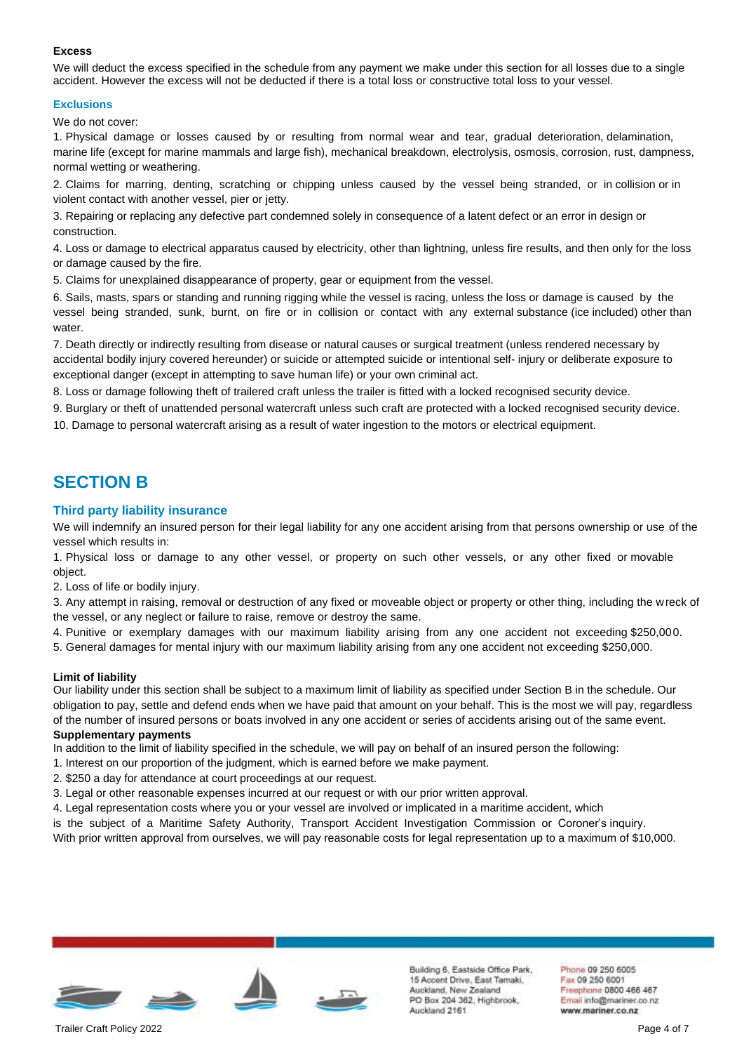**Excess**

We will deduct the excess specified in the schedule from any payment we make under this section for all losses due to a single accident. However the excess will not be deducted if there is a total loss or constructive total loss to your vessel.

### Exclusions

We do not cover:

1. Physical damage or losses caused by or resulting from normal wear and tear, gradual deterioration, delamination, marine life (except for marine mammals and large fish), mechanical breakdown, electrolysis, osmosis, corrosion, rust, dampness, normal wetting or weathering.
2. Claims for marring, denting, scratching or chipping unless caused by the vessel being stranded, or in collision or in violent contact with another vessel, pier or jetty.
3. Repairing or replacing any defective part condemned solely in consequence of a latent defect or an error in design or construction.
4. Loss or damage to electrical apparatus caused by electricity, other than lightning, unless fire results, and then only for the loss or damage caused by the fire.
5. Claims for unexplained disappearance of property, gear or equipment from the vessel.
6. Sails, masts, spars or standing and running rigging while the vessel is racing, unless the loss or damage is caused by the vessel being stranded, sunk, burnt, on fire or in collision or contact with any external substance (ice included) other than water.
7. Death directly or indirectly resulting from disease or natural causes or surgical treatment (unless rendered necessary by accidental bodily injury covered hereunder) or suicide or attempted suicide or intentional self- injury or deliberate exposure to exceptional danger (except in attempting to save human life) or your own criminal act.
8. Loss or damage following theft of trailered craft unless the trailer is fitted with a locked recognised security device.
9. Burglary or theft of unattended personal watercraft unless such craft are protected with a locked recognised security device.
10. Damage to personal watercraft arising as a result of water ingestion to the motors or electrical equipment.

## SECTION B

### Third party liability insurance

We will indemnify an insured person for their legal liability for any one accident arising from that persons ownership or use of the vessel which results in:

1. Physical loss or damage to any other vessel, or property on such other vessels, or any other fixed or movable object.
2. Loss of life or bodily injury.
3. Any attempt in raising, removal or destruction of any fixed or moveable object or property or other thing, including the wreck of the vessel, or any neglect or failure to raise, remove or destroy the same.
4. Punitive or exemplary damages with our maximum liability arising from any one accident not exceeding $250,000.
5. General damages for mental injury with our maximum liability arising from any one accident not exceeding $250,000.

**Limit of liability**

Our liability under this section shall be subject to a maximum limit of liability as specified under Section B in the schedule. Our obligation to pay, settle and defend ends when we have paid that amount on your behalf. This is the most we will pay, regardless of the number of insured persons or boats involved in any one accident or series of accidents arising out of the same event.

**Supplementary payments**

In addition to the limit of liability specified in the schedule, we will pay on behalf of an insured person the following:

1. Interest on our proportion of the judgment, which is earned before we make payment.
2. $250 a day for attendance at court proceedings at our request.
3. Legal or other reasonable expenses incurred at our request or with our prior written approval.
4. Legal representation costs where you or your vessel are involved or implicated in a maritime accident, which is the subject of a Maritime Safety Authority, Transport Accident Investigation Commission or Coroner's inquiry.

With prior written approval from ourselves, we will pay reasonable costs for legal representation up to a maximum of $10,000.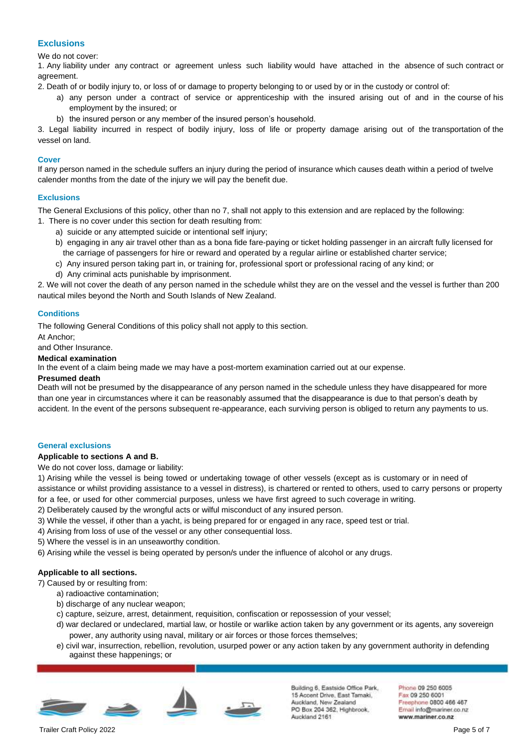## Exclusions

We do not cover:

1. Any liability under any contract or agreement unless such liability would have attached in the absence of such contract or agreement.
2. Death of or bodily injury to, or loss of or damage to property belonging to or used by or in the custody or control of:
   a) any person under a contract of service or apprenticeship with the insured arising out of and in the course of his employment by the insured; or
   b) the insured person or any member of the insured person's household.
3. Legal liability incurred in respect of bodily injury, loss of life or property damage arising out of the transportation of the vessel on land.

## Cover

If any person named in the schedule suffers an injury during the period of insurance which causes death within a period of twelve calender months from the date of the injury we will pay the benefit due.

## Exclusions

The General Exclusions of this policy, other than no 7, shall not apply to this extension and are replaced by the following:

1. There is no cover under this section for death resulting from:
   a) suicide or any attempted suicide or intentional self injury;
   b) engaging in any air travel other than as a bona fide fare-paying or ticket holding passenger in an aircraft fully licensed for the carriage of passengers for hire or reward and operated by a regular airline or established charter service;
   c) Any insured person taking part in, or training for, professional sport or professional racing of any kind; or
   d) Any criminal acts punishable by imprisonment.
2. We will not cover the death of any person named in the schedule whilst they are on the vessel and the vessel is further than 200 nautical miles beyond the North and South Islands of New Zealand.

## Conditions

The following General Conditions of this policy shall not apply to this section.
At Anchor;
and Other Insurance.

**Medical examination**

In the event of a claim being made we may have a post-mortem examination carried out at our expense.

**Presumed death**

Death will not be presumed by the disappearance of any person named in the schedule unless they have disappeared for more than one year in circumstances where it can be reasonably assumed that the disappearance is due to that person's death by accident. In the event of the persons subsequent re-appearance, each surviving person is obliged to return any payments to us.

## General exclusions

**Applicable to sections A and B.**

We do not cover loss, damage or liability:

1) Arising while the vessel is being towed or undertaking towage of other vessels (except as is customary or in need of assistance or whilst providing assistance to a vessel in distress), is chartered or rented to others, used to carry persons or property for a fee, or used for other commercial purposes, unless we have first agreed to such coverage in writing.
2) Deliberately caused by the wrongful acts or wilful misconduct of any insured person.
3) While the vessel, if other than a yacht, is being prepared for or engaged in any race, speed test or trial.
4) Arising from loss of use of the vessel or any other consequential loss.
5) Where the vessel is in an unseaworthy condition.
6) Arising while the vessel is being operated by person/s under the influence of alcohol or any drugs.

**Applicable to all sections.**

7) Caused by or resulting from:
   a) radioactive contamination;
   b) discharge of any nuclear weapon;
   c) capture, seizure, arrest, detainment, requisition, confiscation or repossession of your vessel;
   d) war declared or undeclared, martial law, or hostile or warlike action taken by any government or its agents, any sovereign power, any authority using naval, military or air forces or those forces themselves;
   e) civil war, insurrection, rebellion, revolution, usurped power or any action taken by any government authority in defending against these happenings; or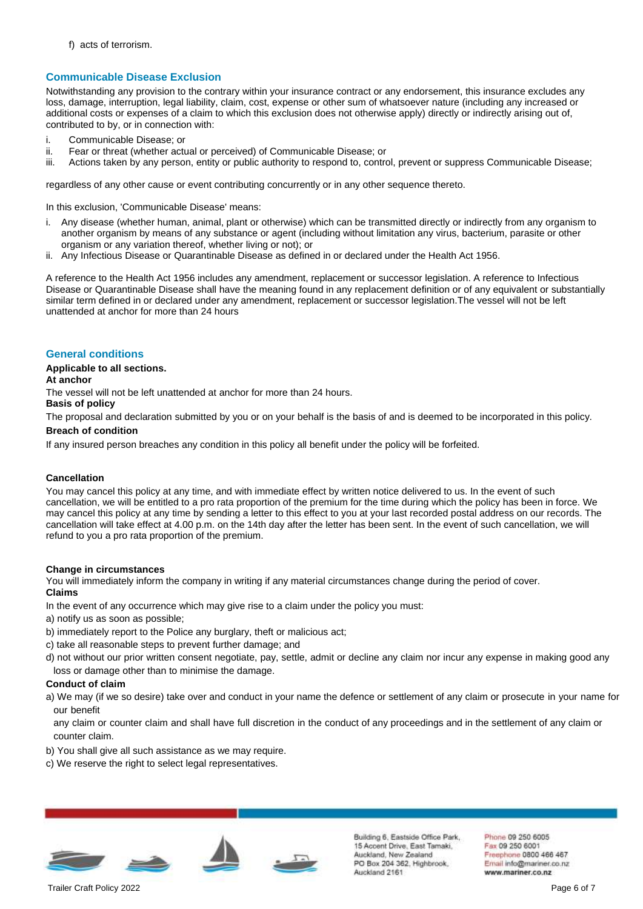f) acts of terrorism.

## Communicable Disease Exclusion

Notwithstanding any provision to the contrary within your insurance contract or any endorsement, this insurance excludes any loss, damage, interruption, legal liability, claim, cost, expense or other sum of whatsoever nature (including any increased or additional costs or expenses of a claim to which this exclusion does not otherwise apply) directly or indirectly arising out of, contributed to by, or in connection with:

i. Communicable Disease; or
ii. Fear or threat (whether actual or perceived) of Communicable Disease; or
iii. Actions taken by any person, entity or public authority to respond to, control, prevent or suppress Communicable Disease;

regardless of any other cause or event contributing concurrently or in any other sequence thereto.

In this exclusion, 'Communicable Disease' means:

i. Any disease (whether human, animal, plant or otherwise) which can be transmitted directly or indirectly from any organism to another organism by means of any substance or agent (including without limitation any virus, bacterium, parasite or other organism or any variation thereof, whether living or not); or
ii. Any Infectious Disease or Quarantinable Disease as defined in or declared under the Health Act 1956.

A reference to the Health Act 1956 includes any amendment, replacement or successor legislation. A reference to Infectious Disease or Quarantinable Disease shall have the meaning found in any replacement definition or of any equivalent or substantially similar term defined in or declared under any amendment, replacement or successor legislation.The vessel will not be left unattended at anchor for more than 24 hours

## General conditions

**Applicable to all sections.**

**At anchor**

The vessel will not be left unattended at anchor for more than 24 hours.

**Basis of policy**

The proposal and declaration submitted by you or on your behalf is the basis of and is deemed to be incorporated in this policy.

**Breach of condition**

If any insured person breaches any condition in this policy all benefit under the policy will be forfeited.

**Cancellation**

You may cancel this policy at any time, and with immediate effect by written notice delivered to us. In the event of such cancellation, we will be entitled to a pro rata proportion of the premium for the time during which the policy has been in force. We may cancel this policy at any time by sending a letter to this effect to you at your last recorded postal address on our records. The cancellation will take effect at 4.00 p.m. on the 14th day after the letter has been sent. In the event of such cancellation, we will refund to you a pro rata proportion of the premium.

**Change in circumstances**

You will immediately inform the company in writing if any material circumstances change during the period of cover.

**Claims**

In the event of any occurrence which may give rise to a claim under the policy you must:

a) notify us as soon as possible;
b) immediately report to the Police any burglary, theft or malicious act;
c) take all reasonable steps to prevent further damage; and
d) not without our prior written consent negotiate, pay, settle, admit or decline any claim nor incur any expense in making good any loss or damage other than to minimise the damage.

**Conduct of claim**

a) We may (if we so desire) take over and conduct in your name the defence or settlement of any claim or prosecute in your name for our benefit
any claim or counter claim and shall have full discretion in the conduct of any proceedings and in the settlement of any claim or counter claim.
b) You shall give all such assistance as we may require.
c) We reserve the right to select legal representatives.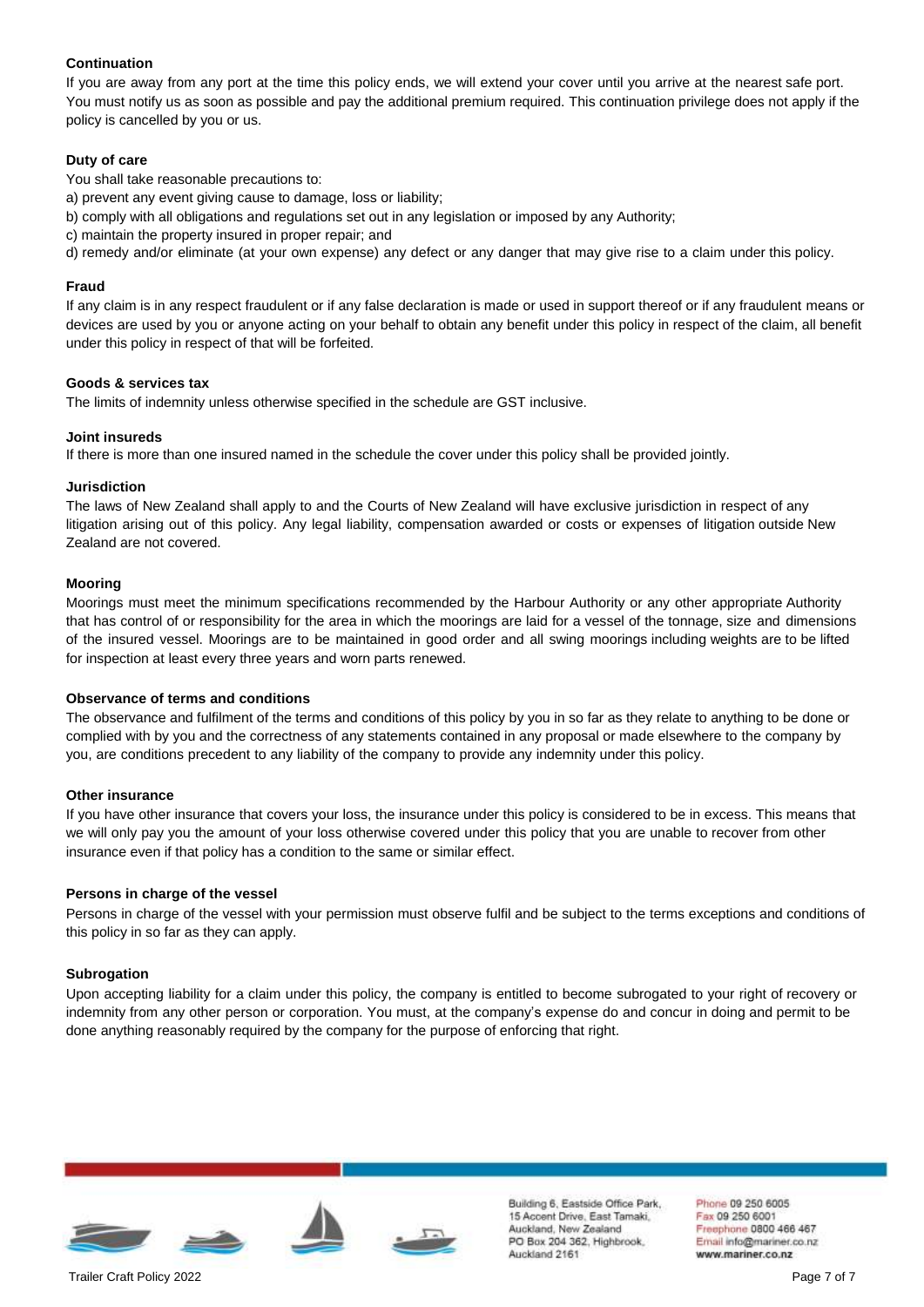**Continuation**

If you are away from any port at the time this policy ends, we will extend your cover until you arrive at the nearest safe port. You must notify us as soon as possible and pay the additional premium required. This continuation privilege does not apply if the policy is cancelled by you or us.

**Duty of care**

You shall take reasonable precautions to:

a) prevent any event giving cause to damage, loss or liability;
b) comply with all obligations and regulations set out in any legislation or imposed by any Authority;
c) maintain the property insured in proper repair; and
d) remedy and/or eliminate (at your own expense) any defect or any danger that may give rise to a claim under this policy.

**Fraud**

If any claim is in any respect fraudulent or if any false declaration is made or used in support thereof or if any fraudulent means or devices are used by you or anyone acting on your behalf to obtain any benefit under this policy in respect of the claim, all benefit under this policy in respect of that will be forfeited.

**Goods & services tax**

The limits of indemnity unless otherwise specified in the schedule are GST inclusive.

**Joint insureds**

If there is more than one insured named in the schedule the cover under this policy shall be provided jointly.

**Jurisdiction**

The laws of New Zealand shall apply to and the Courts of New Zealand will have exclusive jurisdiction in respect of any litigation arising out of this policy. Any legal liability, compensation awarded or costs or expenses of litigation outside New Zealand are not covered.

**Mooring**

Moorings must meet the minimum specifications recommended by the Harbour Authority or any other appropriate Authority that has control of or responsibility for the area in which the moorings are laid for a vessel of the tonnage, size and dimensions of the insured vessel. Moorings are to be maintained in good order and all swing moorings including weights are to be lifted for inspection at least every three years and worn parts renewed.

**Observance of terms and conditions**

The observance and fulfilment of the terms and conditions of this policy by you in so far as they relate to anything to be done or complied with by you and the correctness of any statements contained in any proposal or made elsewhere to the company by you, are conditions precedent to any liability of the company to provide any indemnity under this policy.

**Other insurance**

If you have other insurance that covers your loss, the insurance under this policy is considered to be in excess. This means that we will only pay you the amount of your loss otherwise covered under this policy that you are unable to recover from other insurance even if that policy has a condition to the same or similar effect.

**Persons in charge of the vessel**

Persons in charge of the vessel with your permission must observe fulfil and be subject to the terms exceptions and conditions of this policy in so far as they can apply.

**Subrogation**

Upon accepting liability for a claim under this policy, the company is entitled to become subrogated to your right of recovery or indemnity from any other person or corporation. You must, at the company's expense do and concur in doing and permit to be done anything reasonably required by the company for the purpose of enforcing that right.

Building 6, Eastside Office Park,
15 Accent Drive, East Tamaki,
Auckland, New Zealand
PO Box 204 362, Highbrook,
Auckland 2161

Phone 09 250 6005
Fax 09 250 6001
Freephone 0800 466 467
Email info@mariner.co.nz
www.mariner.co.nz